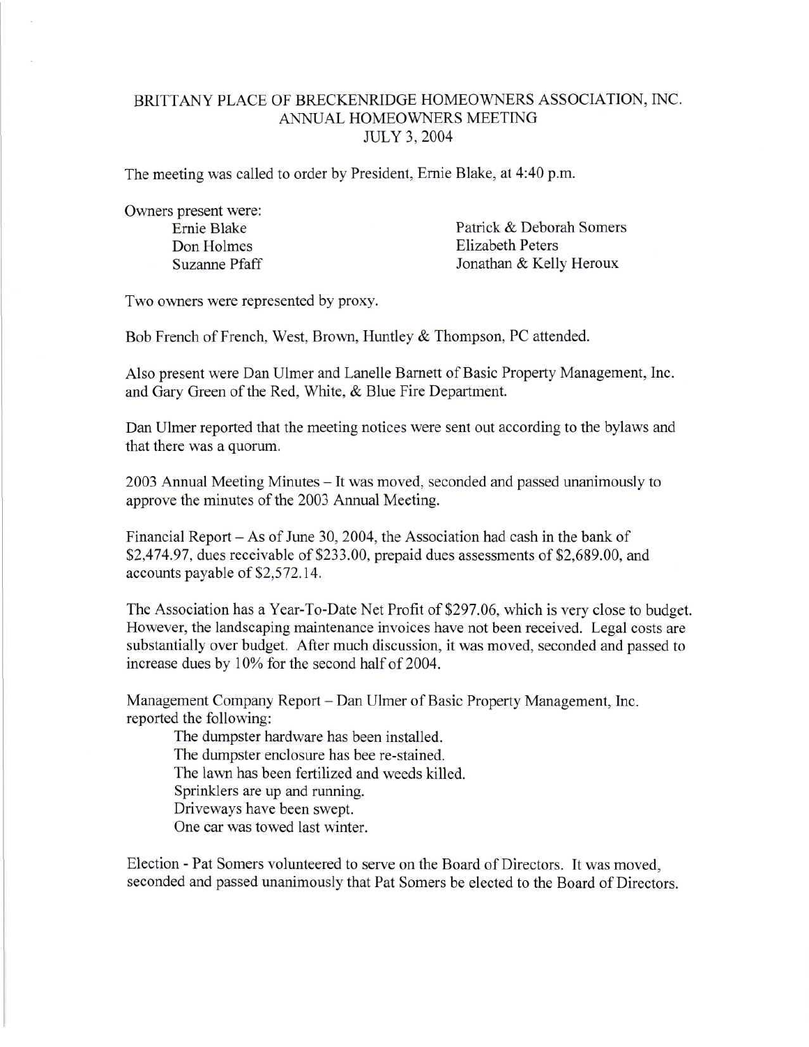# BRITTANY PLACE OF BRECKENRIDGE HOMEOWNERS ASSOCIATION, INC.
## ANNUAL HOMEOWNERS MEETING
## JULY 3, 2004

The meeting was called to order by President, Ernie Blake, at 4:40 p.m.

Owners present were:

- Ernie Blake
- Don Holmes
- Suzanne Pfaff
- Patrick & Deborah Somers
- Elizabeth Peters
- Jonathan & Kelly Heroux

Two owners were represented by proxy.

Bob French of French, West, Brown, Huntley & Thompson, PC attended.

Also present were Dan Ulmer and Lanelle Barnett of Basic Property Management, Inc. and Gary Green of the Red, White, & Blue Fire Department.

Dan Ulmer reported that the meeting notices were sent out according to the bylaws and that there was a quorum.

2003 Annual Meeting Minutes – It was moved, seconded and passed unanimously to approve the minutes of the 2003 Annual Meeting.

Financial Report – As of June 30, 2004, the Association had cash in the bank of $2,474.97, dues receivable of $233.00, prepaid dues assessments of $2,689.00, and accounts payable of $2,572.14.

The Association has a Year-To-Date Net Profit of $297.06, which is very close to budget. However, the landscaping maintenance invoices have not been received. Legal costs are substantially over budget. After much discussion, it was moved, seconded and passed to increase dues by 10% for the second half of 2004.

Management Company Report – Dan Ulmer of Basic Property Management, Inc. reported the following:

- The dumpster hardware has been installed.
- The dumpster enclosure has bee re-stained.
- The lawn has been fertilized and weeds killed.
- Sprinklers are up and running.
- Driveways have been swept.
- One car was towed last winter.

Election - Pat Somers volunteered to serve on the Board of Directors. It was moved, seconded and passed unanimously that Pat Somers be elected to the Board of Directors.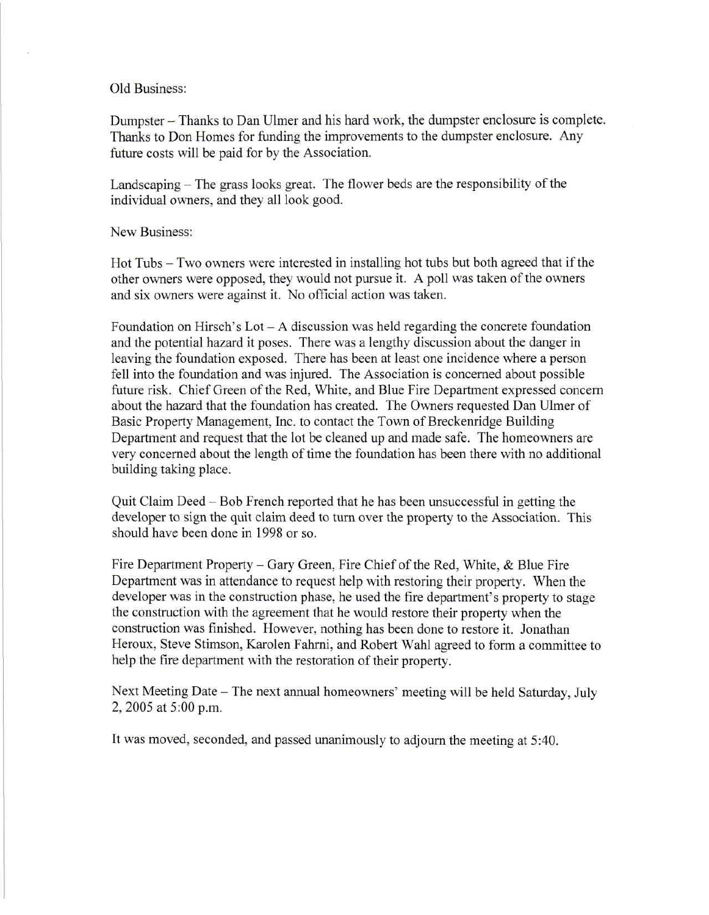Old Business:

Dumpster – Thanks to Dan Ulmer and his hard work, the dumpster enclosure is complete. Thanks to Don Homes for funding the improvements to the dumpster enclosure. Any future costs will be paid for by the Association.

Landscaping – The grass looks great. The flower beds are the responsibility of the individual owners, and they all look good.

New Business:

Hot Tubs – Two owners were interested in installing hot tubs but both agreed that if the other owners were opposed, they would not pursue it. A poll was taken of the owners and six owners were against it. No official action was taken.

Foundation on Hirsch's Lot – A discussion was held regarding the concrete foundation and the potential hazard it poses. There was a lengthy discussion about the danger in leaving the foundation exposed. There has been at least one incidence where a person fell into the foundation and was injured. The Association is concerned about possible future risk. Chief Green of the Red, White, and Blue Fire Department expressed concern about the hazard that the foundation has created. The Owners requested Dan Ulmer of Basic Property Management, Inc. to contact the Town of Breckenridge Building Department and request that the lot be cleaned up and made safe. The homeowners are very concerned about the length of time the foundation has been there with no additional building taking place.

Quit Claim Deed – Bob French reported that he has been unsuccessful in getting the developer to sign the quit claim deed to turn over the property to the Association. This should have been done in 1998 or so.

Fire Department Property – Gary Green, Fire Chief of the Red, White, & Blue Fire Department was in attendance to request help with restoring their property. When the developer was in the construction phase, he used the fire department's property to stage the construction with the agreement that he would restore their property when the construction was finished. However, nothing has been done to restore it. Jonathan Heroux, Steve Stimson, Karolen Fahrni, and Robert Wahl agreed to form a committee to help the fire department with the restoration of their property.

Next Meeting Date – The next annual homeowners' meeting will be held Saturday, July 2, 2005 at 5:00 p.m.

It was moved, seconded, and passed unanimously to adjourn the meeting at 5:40.